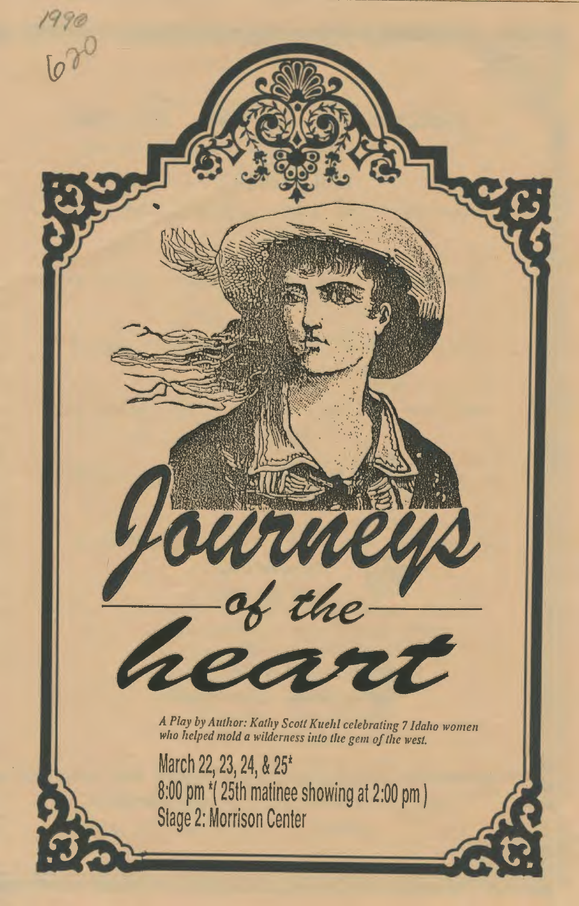1990

620

# Journeys of the heart

*A Play by Author: Kathy Scott Kuehl celebrating 7 Idaho women who helped mold a wilderness into the gem of the west.*

March 22, 23, 24, & 25*

8:00 pm *( 25th matinee showing at 2:00 pm )

Stage 2: Morrison Center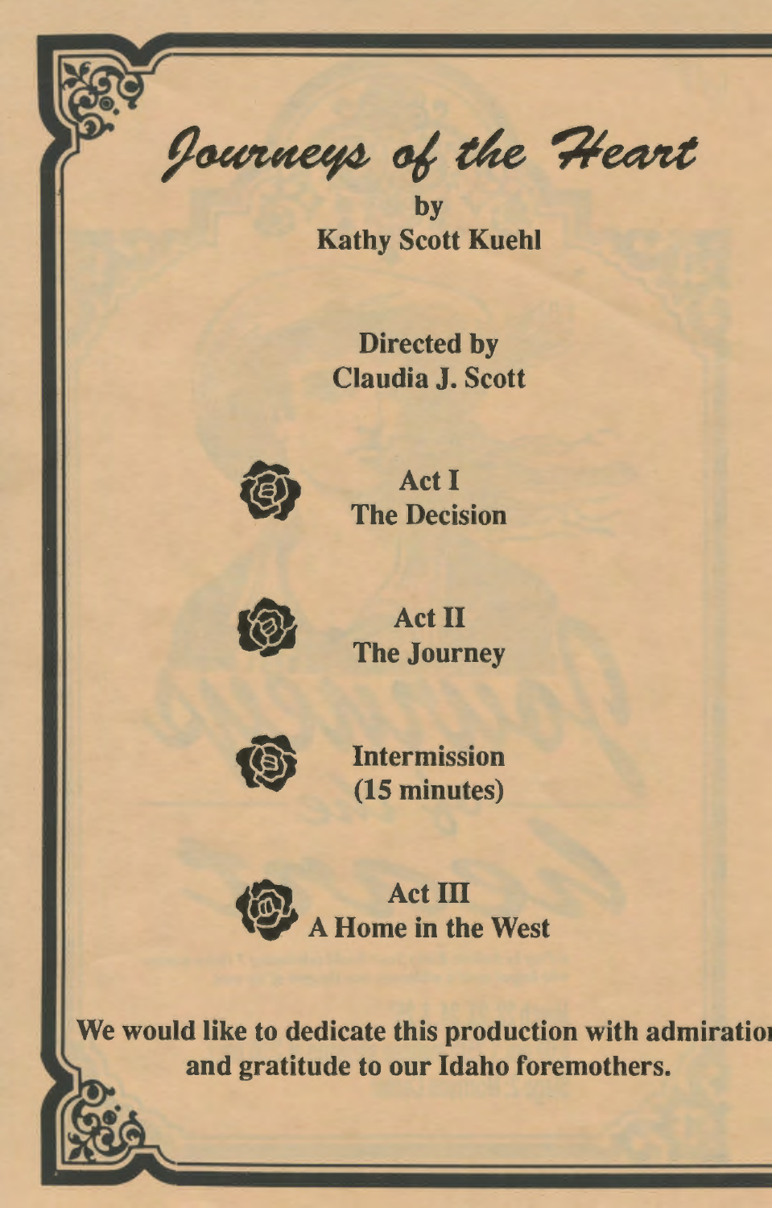# Journeys of the Heart

by
Kathy Scott Kuehl

Directed by
Claudia J. Scott

**Act I**
**The Decision**

**Act II**
**The Journey**

**Intermission**
**(15 minutes)**

**Act III**
**A Home in the West**

**We would like to dedicate this production with admiration and gratitude to our Idaho foremothers.**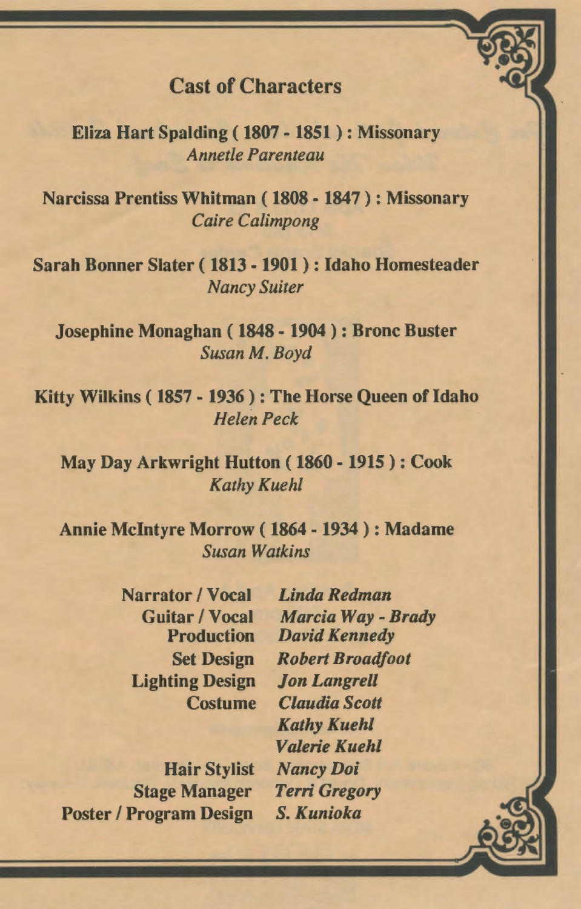## Cast of Characters

**Eliza Hart Spalding ( 1807 - 1851 ) : Missonary**
*Annetle Parenteau*

**Narcissa Prentiss Whitman ( 1808 - 1847 ) : Missonary**
*Caire Calimpong*

**Sarah Bonner Slater ( 1813 - 1901 ) : Idaho Homesteader**
*Nancy Suiter*

**Josephine Monaghan ( 1848 - 1904 ) : Bronc Buster**
*Susan M. Boyd*

**Kitty Wilkins ( 1857 - 1936 ) : The Horse Queen of Idaho**
*Helen Peck*

**May Day Arkwright Hutton ( 1860 - 1915 ) : Cook**
*Kathy Kuehl*

**Annie McIntyre Morrow ( 1864 - 1934 ) : Madame**
*Susan Watkins*

| | |
|---|---|
| **Narrator / Vocal** | ***Linda Redman*** |
| **Guitar / Vocal** | ***Marcia Way - Brady*** |
| **Production** | ***David Kennedy*** |
| **Set Design** | ***Robert Broadfoot*** |
| **Lighting Design** | ***Jon Langrell*** |
| **Costume** | ***Claudia Scott*** |
| | ***Kathy Kuehl*** |
| | ***Valerie Kuehl*** |
| **Hair Stylist** | ***Nancy Doi*** |
| **Stage Manager** | ***Terri Gregory*** |
| **Poster / Program Design** | ***S. Kunioka*** |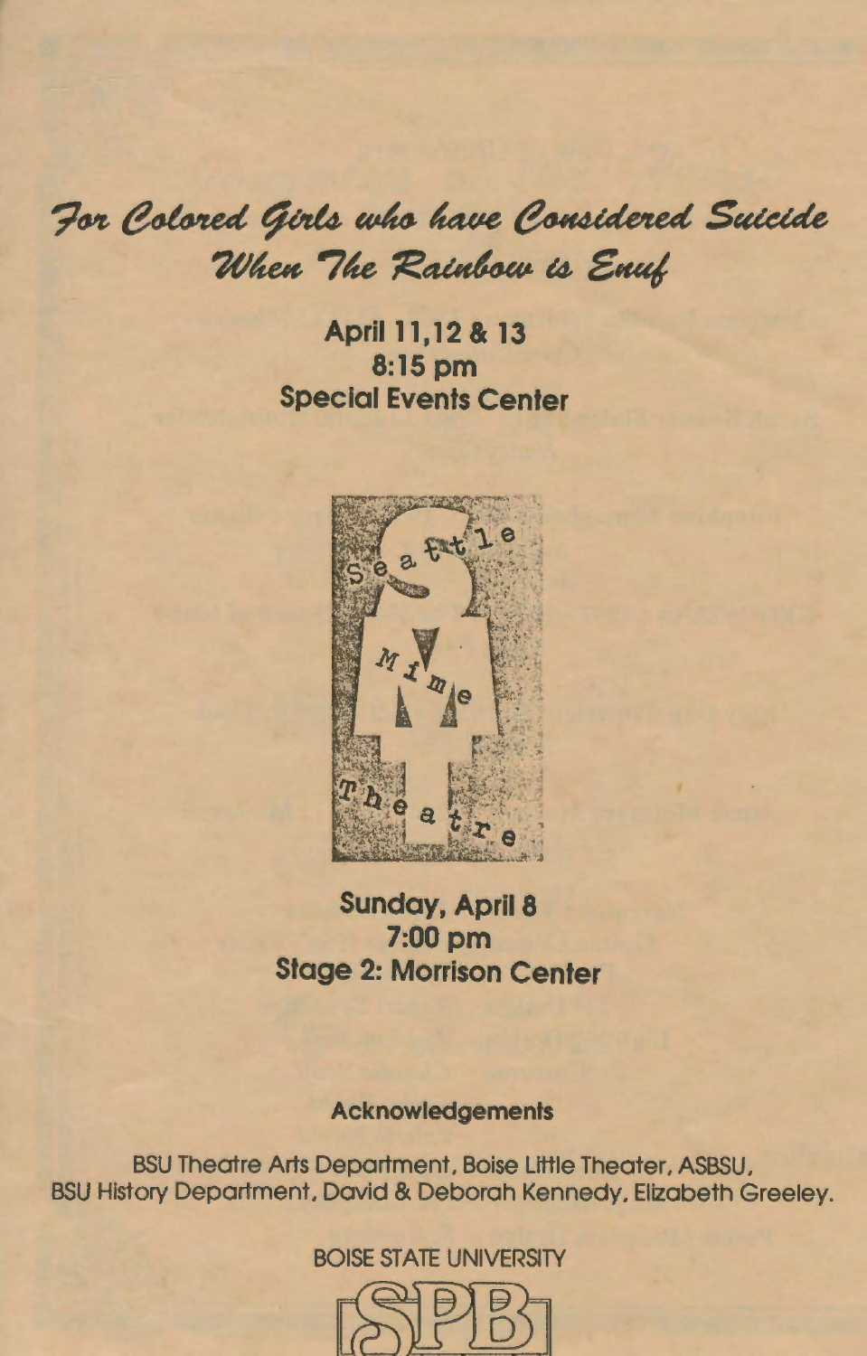# *For Colored Girls who have Considered Suicide When The Rainbow is Enuf*

**April 11,12 & 13**
**8:15 pm**
**Special Events Center**

Seattle Mime Theatre

**Sunday, April 8**
**7:00 pm**
**Stage 2: Morrison Center**

**Acknowledgements**

BSU Theatre Arts Department, Boise Little Theater, ASBSU, BSU History Department, David & Deborah Kennedy, Elizabeth Greeley.

BOISE STATE UNIVERSITY

SPB